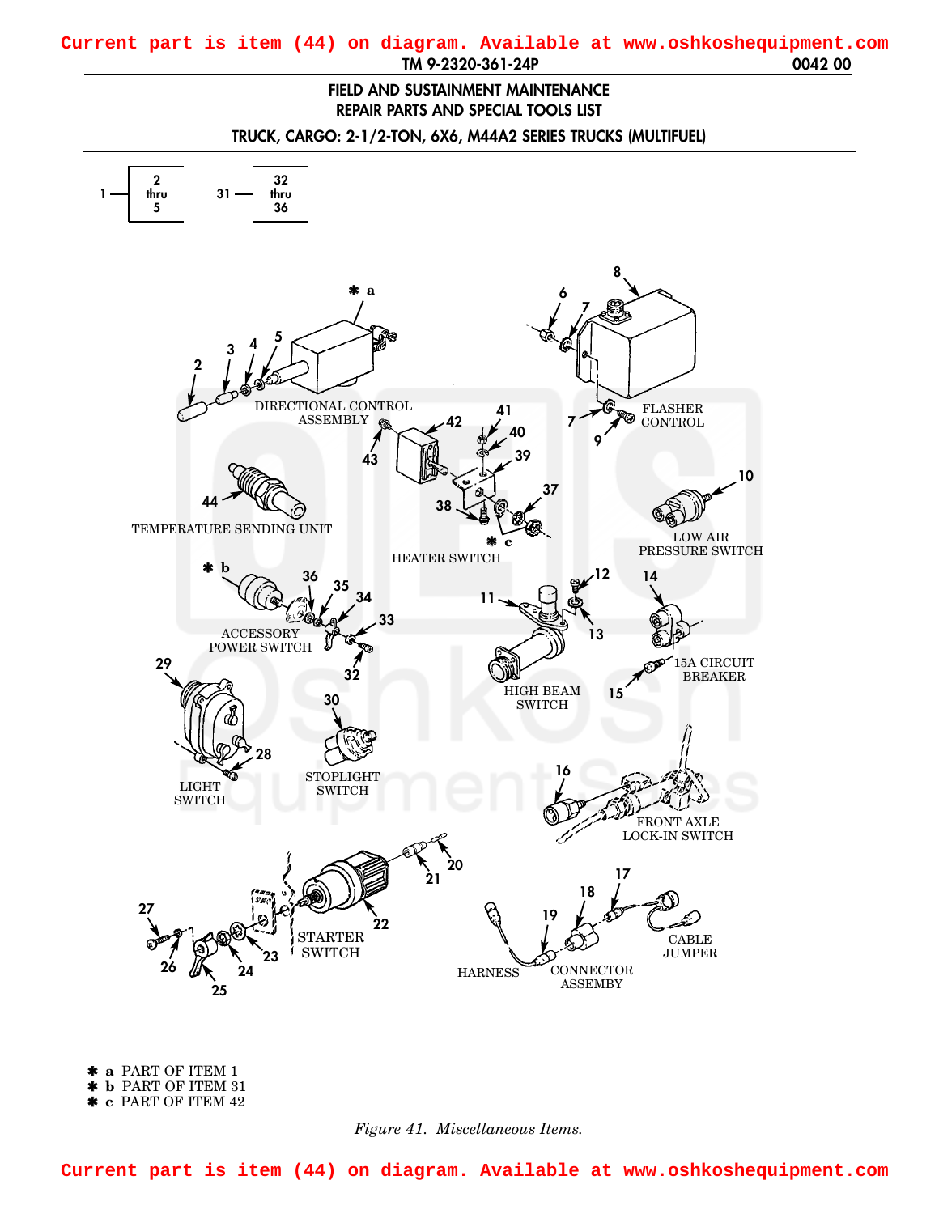Current part is item (44) on diagram. Available at www.oshkoshequipment.com

FIELD AND SUSTAINMENT MAINTENANCE
REPAIR PARTS AND SPECIAL TOOLS LIST

TRUCK, CARGO: 2-1/2-TON, 6X6, M44A2 SERIES TRUCKS (MULTIFUEL)

1 — 2 thru 5

31 — 32 thru 36

* a PART OF ITEM 1
* b PART OF ITEM 31
* c PART OF ITEM 42

*Figure 41. Miscellaneous Items.*

Current part is item (44) on diagram. Available at www.oshkoshequipment.com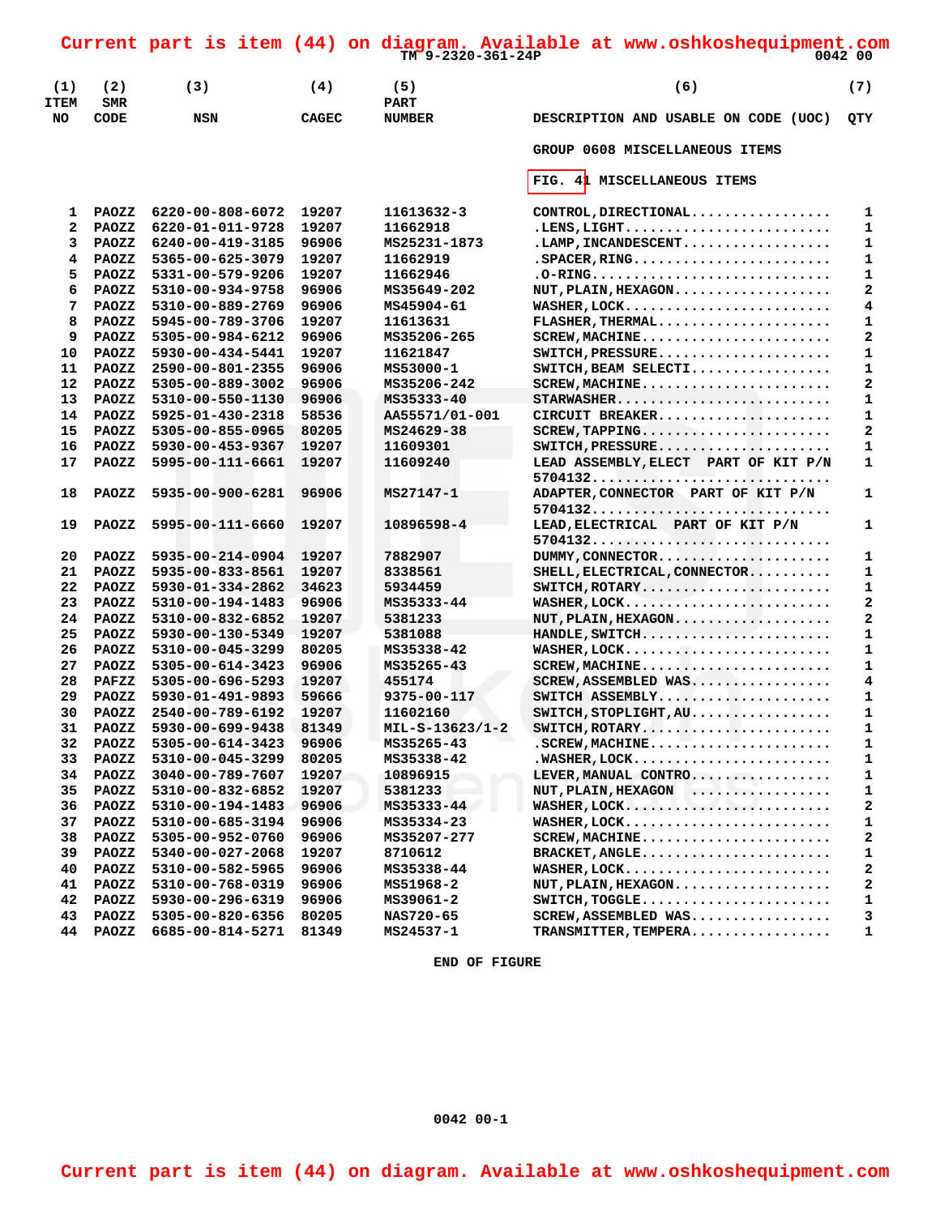Current part is item (44) on diagram. Available at www.oshkoshequipment.com

| (1) ITEM NO | (2) SMR CODE | (3) NSN | (4) CAGEC | (5) PART NUMBER | (6) DESCRIPTION AND USABLE ON CODE (UOC) | (7) QTY |
|---|---|---|---|---|---|---|
| | | | | | GROUP 0608 MISCELLANEOUS ITEMS | |
| | | | | | FIG. 41 MISCELLANEOUS ITEMS | |
| 1 | PAOZZ | 6220-00-808-6072 | 19207 | 11613632-3 | CONTROL,DIRECTIONAL................ | 1 |
| 2 | PAOZZ | 6220-01-011-9728 | 19207 | 11662918 | .LENS,LIGHT........................ | 1 |
| 3 | PAOZZ | 6240-00-419-3185 | 96906 | MS25231-1873 | .LAMP,INCANDESCENT................. | 1 |
| 4 | PAOZZ | 5365-00-625-3079 | 19207 | 11662919 | .SPACER,RING....................... | 1 |
| 5 | PAOZZ | 5331-00-579-9206 | 19207 | 11662946 | .O-RING............................ | 1 |
| 6 | PAOZZ | 5310-00-934-9758 | 96906 | MS35649-202 | NUT,PLAIN,HEXAGON.................. | 2 |
| 7 | PAOZZ | 5310-00-889-2769 | 96906 | MS45904-61 | WASHER,LOCK........................ | 4 |
| 8 | PAOZZ | 5945-00-789-3706 | 19207 | 11613631 | FLASHER,THERMAL.................... | 1 |
| 9 | PAOZZ | 5305-00-984-6212 | 96906 | MS35206-265 | SCREW,MACHINE...................... | 2 |
| 10 | PAOZZ | 5930-00-434-5441 | 19207 | 11621847 | SWITCH,PRESSURE.................... | 1 |
| 11 | PAOZZ | 2590-00-801-2355 | 96906 | MS53000-1 | SWITCH,BEAM SELECTI................ | 1 |
| 12 | PAOZZ | 5305-00-889-3002 | 96906 | MS35206-242 | SCREW,MACHINE...................... | 2 |
| 13 | PAOZZ | 5310-00-550-1130 | 96906 | MS35333-40 | STARWASHER......................... | 1 |
| 14 | PAOZZ | 5925-01-430-2318 | 58536 | AA55571/01-001 | CIRCUIT BREAKER.................... | 1 |
| 15 | PAOZZ | 5305-00-855-0965 | 80205 | MS24629-38 | SCREW,TAPPING...................... | 2 |
| 16 | PAOZZ | 5930-00-453-9367 | 19207 | 11609301 | SWITCH,PRESSURE.................... | 1 |
| 17 | PAOZZ | 5995-00-111-6661 | 19207 | 11609240 | LEAD ASSEMBLY,ELECT PART OF KIT P/N 5704132............................ | 1 |
| 18 | PAOZZ | 5935-00-900-6281 | 96906 | MS27147-1 | ADAPTER,CONNECTOR PART OF KIT P/N 5704132............................ | 1 |
| 19 | PAOZZ | 5995-00-111-6660 | 19207 | 10896598-4 | LEAD,ELECTRICAL PART OF KIT P/N 5704132............................ | 1 |
| 20 | PAOZZ | 5935-00-214-0904 | 19207 | 7882907 | DUMMY,CONNECTOR.................... | 1 |
| 21 | PAOZZ | 5935-00-833-8561 | 19207 | 8338561 | SHELL,ELECTRICAL,CONNECTOR......... | 1 |
| 22 | PAOZZ | 5930-01-334-2862 | 34623 | 5934459 | SWITCH,ROTARY...................... | 1 |
| 23 | PAOZZ | 5310-00-194-1483 | 96906 | MS35333-44 | WASHER,LOCK........................ | 2 |
| 24 | PAOZZ | 5310-00-832-6852 | 19207 | 5381233 | NUT,PLAIN,HEXAGON.................. | 2 |
| 25 | PAOZZ | 5930-00-130-5349 | 19207 | 5381088 | HANDLE,SWITCH...................... | 1 |
| 26 | PAOZZ | 5310-00-045-3299 | 80205 | MS35338-42 | WASHER,LOCK........................ | 1 |
| 27 | PAOZZ | 5305-00-614-3423 | 96906 | MS35265-43 | SCREW,MACHINE...................... | 1 |
| 28 | PAFZZ | 5305-00-696-5293 | 19207 | 455174 | SCREW,ASSEMBLED WAS................ | 4 |
| 29 | PAOZZ | 5930-01-491-9893 | 59666 | 9375-00-117 | SWITCH ASSEMBLY.................... | 1 |
| 30 | PAOZZ | 2540-00-789-6192 | 19207 | 11602160 | SWITCH,STOPLIGHT,AU................ | 1 |
| 31 | PAOZZ | 5930-00-699-9438 | 81349 | MIL-S-13623/1-2 | SWITCH,ROTARY...................... | 1 |
| 32 | PAOZZ | 5305-00-614-3423 | 96906 | MS35265-43 | .SCREW,MACHINE..................... | 1 |
| 33 | PAOZZ | 5310-00-045-3299 | 80205 | MS35338-42 | .WASHER,LOCK....................... | 1 |
| 34 | PAOZZ | 3040-00-789-7607 | 19207 | 10896915 | LEVER,MANUAL CONTRO................ | 1 |
| 35 | PAOZZ | 5310-00-832-6852 | 19207 | 5381233 | NUT,PLAIN,HEXAGON ................. | 1 |
| 36 | PAOZZ | 5310-00-194-1483 | 96906 | MS35333-44 | WASHER,LOCK........................ | 2 |
| 37 | PAOZZ | 5310-00-685-3194 | 96906 | MS35334-23 | WASHER,LOCK........................ | 1 |
| 38 | PAOZZ | 5305-00-952-0760 | 96906 | MS35207-277 | SCREW,MACHINE...................... | 2 |
| 39 | PAOZZ | 5340-00-027-2068 | 19207 | 8710612 | BRACKET,ANGLE...................... | 1 |
| 40 | PAOZZ | 5310-00-582-5965 | 96906 | MS35338-44 | WASHER,LOCK........................ | 2 |
| 41 | PAOZZ | 5310-00-768-0319 | 96906 | MS51968-2 | NUT,PLAIN,HEXAGON.................. | 2 |
| 42 | PAOZZ | 5930-00-296-6319 | 96906 | MS39061-2 | SWITCH,TOGGLE...................... | 1 |
| 43 | PAOZZ | 5305-00-820-6356 | 80205 | NAS720-65 | SCREW,ASSEMBLED WAS................ | 3 |
| 44 | PAOZZ | 6685-00-814-5271 | 81349 | MS24537-1 | TRANSMITTER,TEMPERA................ | 1 |

END OF FIGURE

Current part is item (44) on diagram. Available at www.oshkoshequipment.com